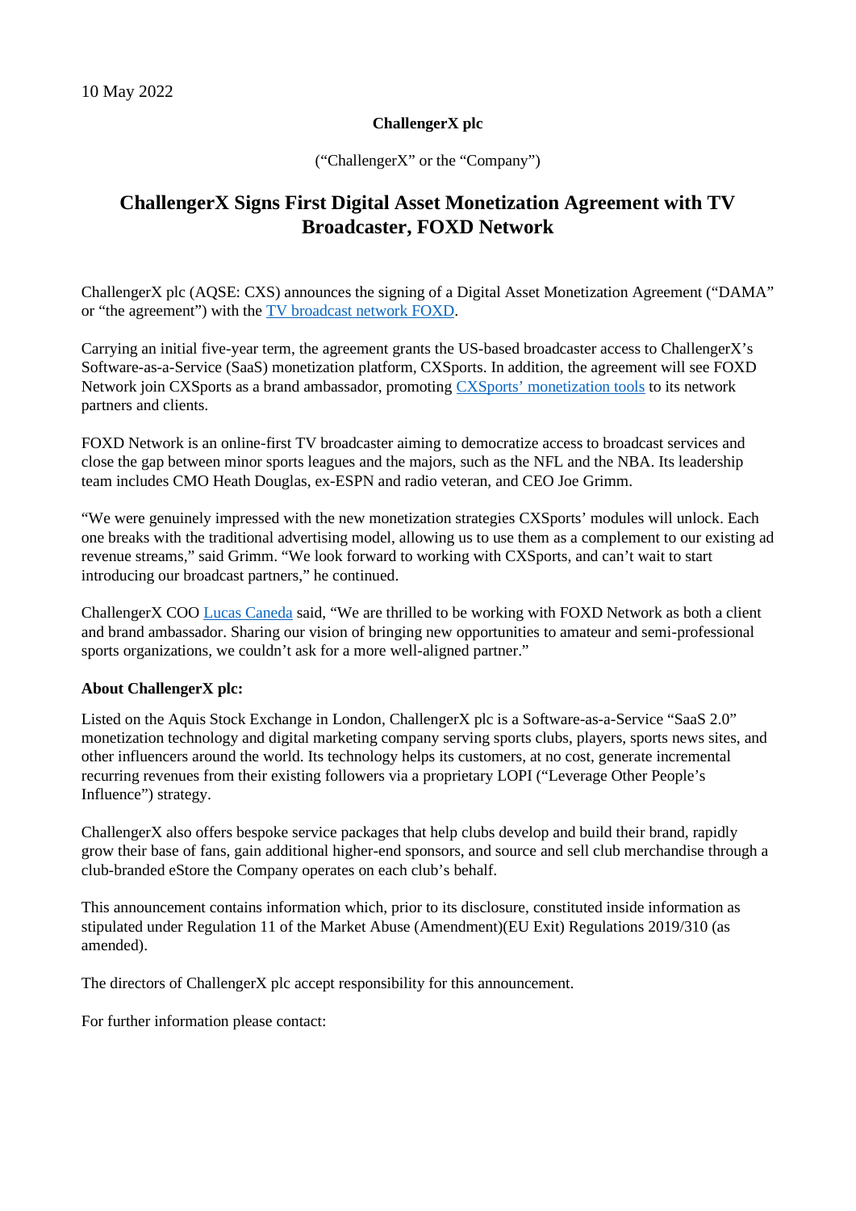10 May 2022

**ChallengerX plc**

("ChallengerX" or the "Company")

# ChallengerX Signs First Digital Asset Monetization Agreement with TV Broadcaster, FOXD Network

ChallengerX plc (AQSE: CXS) announces the signing of a Digital Asset Monetization Agreement ("DAMA" or "the agreement") with the TV broadcast network FOXD.

Carrying an initial five-year term, the agreement grants the US-based broadcaster access to ChallengerX's Software-as-a-Service (SaaS) monetization platform, CXSports. In addition, the agreement will see FOXD Network join CXSports as a brand ambassador, promoting CXSports' monetization tools to its network partners and clients.

FOXD Network is an online-first TV broadcaster aiming to democratize access to broadcast services and close the gap between minor sports leagues and the majors, such as the NFL and the NBA. Its leadership team includes CMO Heath Douglas, ex-ESPN and radio veteran, and CEO Joe Grimm.

"We were genuinely impressed with the new monetization strategies CXSports' modules will unlock. Each one breaks with the traditional advertising model, allowing us to use them as a complement to our existing ad revenue streams," said Grimm. "We look forward to working with CXSports, and can't wait to start introducing our broadcast partners," he continued.

ChallengerX COO Lucas Caneda said, "We are thrilled to be working with FOXD Network as both a client and brand ambassador. Sharing our vision of bringing new opportunities to amateur and semi-professional sports organizations, we couldn't ask for a more well-aligned partner."

**About ChallengerX plc:**

Listed on the Aquis Stock Exchange in London, ChallengerX plc is a Software-as-a-Service "SaaS 2.0" monetization technology and digital marketing company serving sports clubs, players, sports news sites, and other influencers around the world. Its technology helps its customers, at no cost, generate incremental recurring revenues from their existing followers via a proprietary LOPI ("Leverage Other People's Influence") strategy.

ChallengerX also offers bespoke service packages that help clubs develop and build their brand, rapidly grow their base of fans, gain additional higher-end sponsors, and source and sell club merchandise through a club-branded eStore the Company operates on each club's behalf.

This announcement contains information which, prior to its disclosure, constituted inside information as stipulated under Regulation 11 of the Market Abuse (Amendment)(EU Exit) Regulations 2019/310 (as amended).

The directors of ChallengerX plc accept responsibility for this announcement.

For further information please contact: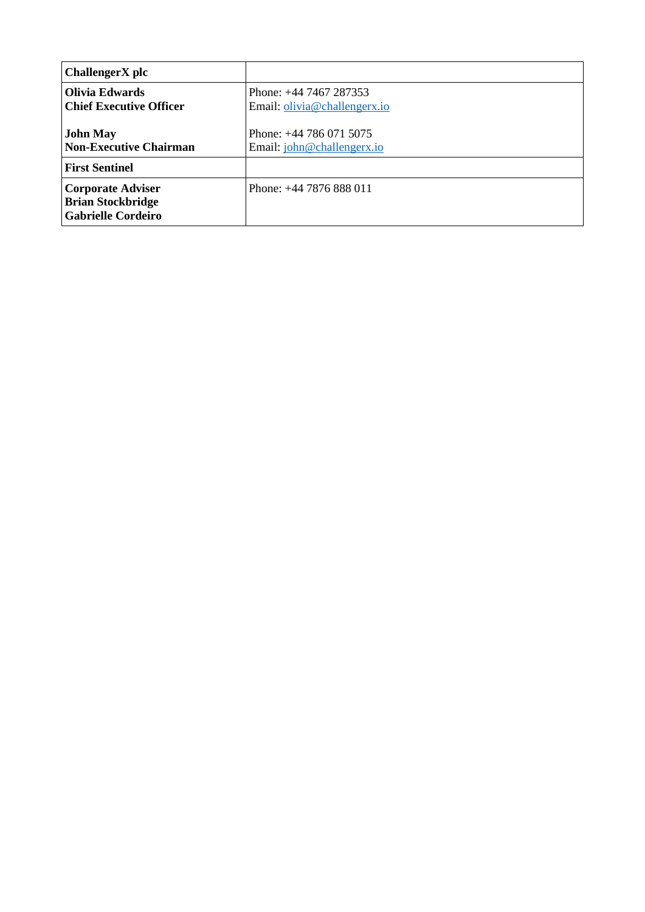| | |
|---|---|
| **ChallengerX plc** | |
| **Olivia Edwards**<br>**Chief Executive Officer**<br><br>**John May**<br>**Non-Executive Chairman** | Phone: +44 7467 287353<br>Email: olivia@challengerx.io<br><br>Phone: +44 786 071 5075<br>Email: john@challengerx.io |
| **First Sentinel** | |
| **Corporate Adviser**<br>**Brian Stockbridge**<br>**Gabrielle Cordeiro** | Phone: +44 7876 888 011 |